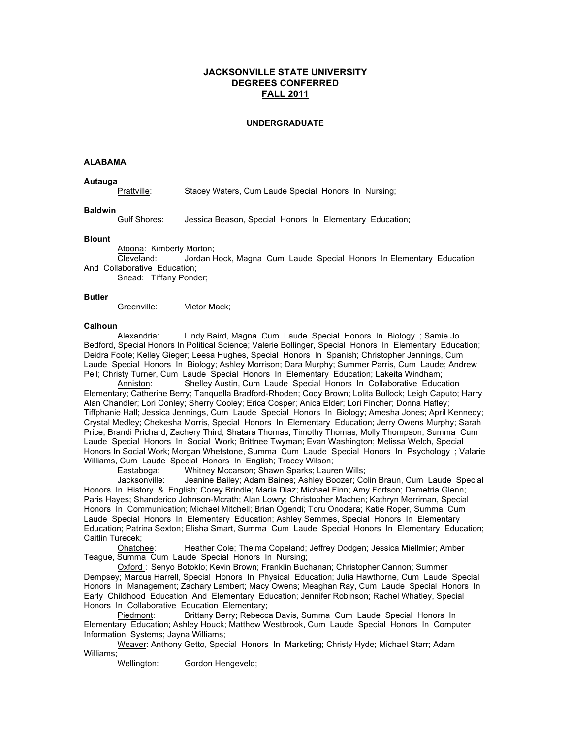# JACKSONVILLE STATE UNIVERSITY
# DEGREES CONFERRED
# FALL 2011

## UNDERGRADUATE

### ALABAMA

**Autauga**

Prattville: Stacey Waters, Cum Laude Special Honors In Nursing;

**Baldwin**

Gulf Shores: Jessica Beason, Special Honors In Elementary Education;

**Blount**

Atoona: Kimberly Morton;

Cleveland: Jordan Hock, Magna Cum Laude Special Honors In Elementary Education And Collaborative Education;

Snead: Tiffany Ponder;

**Butler**

Greenville: Victor Mack;

**Calhoun**

Alexandria: Lindy Baird, Magna Cum Laude Special Honors In Biology ; Samie Jo Bedford, Special Honors In Political Science; Valerie Bollinger, Special Honors In Elementary Education; Deidra Foote; Kelley Gieger; Leesa Hughes, Special Honors In Spanish; Christopher Jennings, Cum Laude Special Honors In Biology; Ashley Morrison; Dara Murphy; Summer Parris, Cum Laude; Andrew Peil; Christy Turner, Cum Laude Special Honors In Elementary Education; Lakeita Windham;

Anniston: Shelley Austin, Cum Laude Special Honors In Collaborative Education Elementary; Catherine Berry; Tanquella Bradford-Rhoden; Cody Brown; Lolita Bullock; Leigh Caputo; Harry Alan Chandler; Lori Conley; Sherry Cooley; Erica Cosper; Anica Elder; Lori Fincher; Donna Hafley; Tiffphanie Hall; Jessica Jennings, Cum Laude Special Honors In Biology; Amesha Jones; April Kennedy; Crystal Medley; Chekesha Morris, Special Honors In Elementary Education; Jerry Owens Murphy; Sarah Price; Brandi Prichard; Zachery Third; Shatara Thomas; Timothy Thomas; Molly Thompson, Summa Cum Laude Special Honors In Social Work; Brittnee Twyman; Evan Washington; Melissa Welch, Special Honors In Social Work; Morgan Whetstone, Summa Cum Laude Special Honors In Psychology ; Valarie Williams, Cum Laude Special Honors In English; Tracey Wilson;

Eastaboga: Whitney Mccarson; Shawn Sparks; Lauren Wills;

Jacksonville: Jeanine Bailey; Adam Baines; Ashley Boozer; Colin Braun, Cum Laude Special Honors In History & English; Corey Brindle; Maria Diaz; Michael Finn; Amy Fortson; Demetria Glenn; Paris Hayes; Shanderico Johnson-Mcrath; Alan Lowry; Christopher Machen; Kathryn Merriman, Special Honors In Communication; Michael Mitchell; Brian Ogendi; Toru Onodera; Katie Roper, Summa Cum Laude Special Honors In Elementary Education; Ashley Semmes, Special Honors In Elementary Education; Patrina Sexton; Elisha Smart, Summa Cum Laude Special Honors In Elementary Education; Caitlin Turecek;

Ohatchee: Heather Cole; Thelma Copeland; Jeffrey Dodgen; Jessica Miellmier; Amber Teague, Summa Cum Laude Special Honors In Nursing;

Oxford : Senyo Botoklo; Kevin Brown; Franklin Buchanan; Christopher Cannon; Summer Dempsey; Marcus Harrell, Special Honors In Physical Education; Julia Hawthorne, Cum Laude Special Honors In Management; Zachary Lambert; Macy Owens; Meaghan Ray, Cum Laude Special Honors In Early Childhood Education And Elementary Education; Jennifer Robinson; Rachel Whatley, Special Honors In Collaborative Education Elementary;

Piedmont: Brittany Berry; Rebecca Davis, Summa Cum Laude Special Honors In Elementary Education; Ashley Houck; Matthew Westbrook, Cum Laude Special Honors In Computer Information Systems; Jayna Williams;

Weaver: Anthony Getto, Special Honors In Marketing; Christy Hyde; Michael Starr; Adam Williams;

Wellington: Gordon Hengeveld;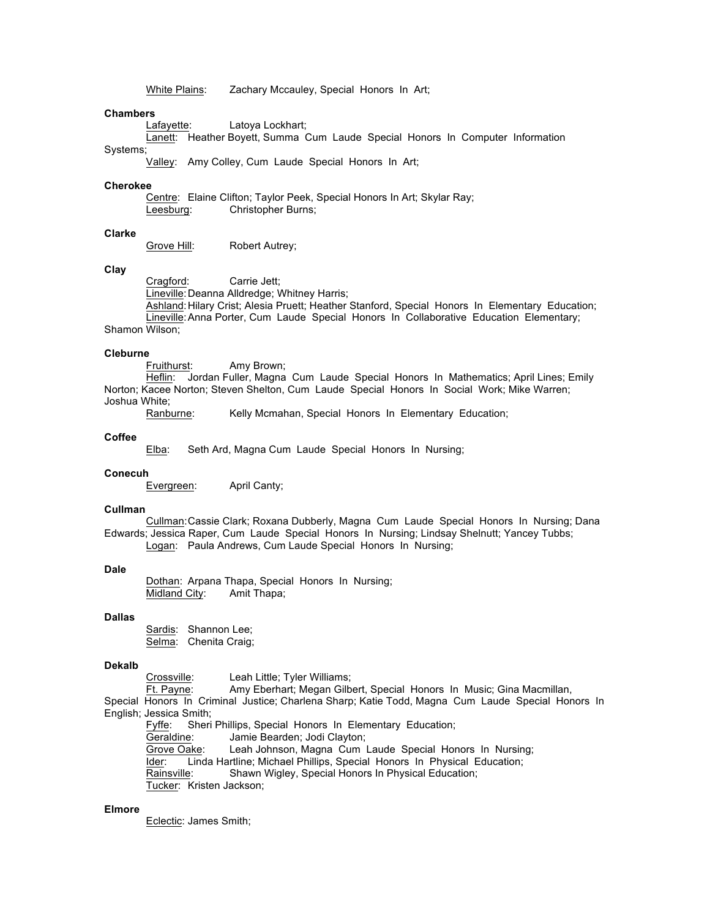<u>White Plains</u>: Zachary Mccauley, Special Honors In Art;

**Chambers**

<u>Lafayette</u>: Latoya Lockhart;
<u>Lanett</u>: Heather Boyett, Summa Cum Laude Special Honors In Computer Information Systems;
<u>Valley</u>: Amy Colley, Cum Laude Special Honors In Art;

**Cherokee**

<u>Centre</u>: Elaine Clifton; Taylor Peek, Special Honors In Art; Skylar Ray;
<u>Leesburg</u>: Christopher Burns;

**Clarke**

<u>Grove Hill</u>: Robert Autrey;

**Clay**

<u>Cragford</u>: Carrie Jett;
<u>Lineville</u>: Deanna Alldredge; Whitney Harris;
<u>Ashland</u>: Hilary Crist; Alesia Pruett; Heather Stanford, Special Honors In Elementary Education;
<u>Lineville</u>: Anna Porter, Cum Laude Special Honors In Collaborative Education Elementary; Shamon Wilson;

**Cleburne**

<u>Fruithurst</u>: Amy Brown;
<u>Heflin</u>: Jordan Fuller, Magna Cum Laude Special Honors In Mathematics; April Lines; Emily Norton; Kacee Norton; Steven Shelton, Cum Laude Special Honors In Social Work; Mike Warren; Joshua White;
<u>Ranburne</u>: Kelly Mcmahan, Special Honors In Elementary Education;

**Coffee**

<u>Elba</u>: Seth Ard, Magna Cum Laude Special Honors In Nursing;

**Conecuh**

<u>Evergreen</u>: April Canty;

**Cullman**

<u>Cullman</u>: Cassie Clark; Roxana Dubberly, Magna Cum Laude Special Honors In Nursing; Dana Edwards; Jessica Raper, Cum Laude Special Honors In Nursing; Lindsay Shelnutt; Yancey Tubbs;
<u>Logan</u>: Paula Andrews, Cum Laude Special Honors In Nursing;

**Dale**

<u>Dothan</u>: Arpana Thapa, Special Honors In Nursing;
<u>Midland City</u>: Amit Thapa;

**Dallas**

<u>Sardis</u>: Shannon Lee;
<u>Selma</u>: Chenita Craig;

**Dekalb**

<u>Crossville</u>: Leah Little; Tyler Williams;
<u>Ft. Payne</u>: Amy Eberhart; Megan Gilbert, Special Honors In Music; Gina Macmillan, Special Honors In Criminal Justice; Charlena Sharp; Katie Todd, Magna Cum Laude Special Honors In English; Jessica Smith;
<u>Fyffe</u>: Sheri Phillips, Special Honors In Elementary Education;
<u>Geraldine</u>: Jamie Bearden; Jodi Clayton;
<u>Grove Oake</u>: Leah Johnson, Magna Cum Laude Special Honors In Nursing;
<u>Ider</u>: Linda Hartline; Michael Phillips, Special Honors In Physical Education;
<u>Rainsville</u>: Shawn Wigley, Special Honors In Physical Education;
<u>Tucker</u>: Kristen Jackson;

**Elmore**

<u>Eclectic</u>: James Smith;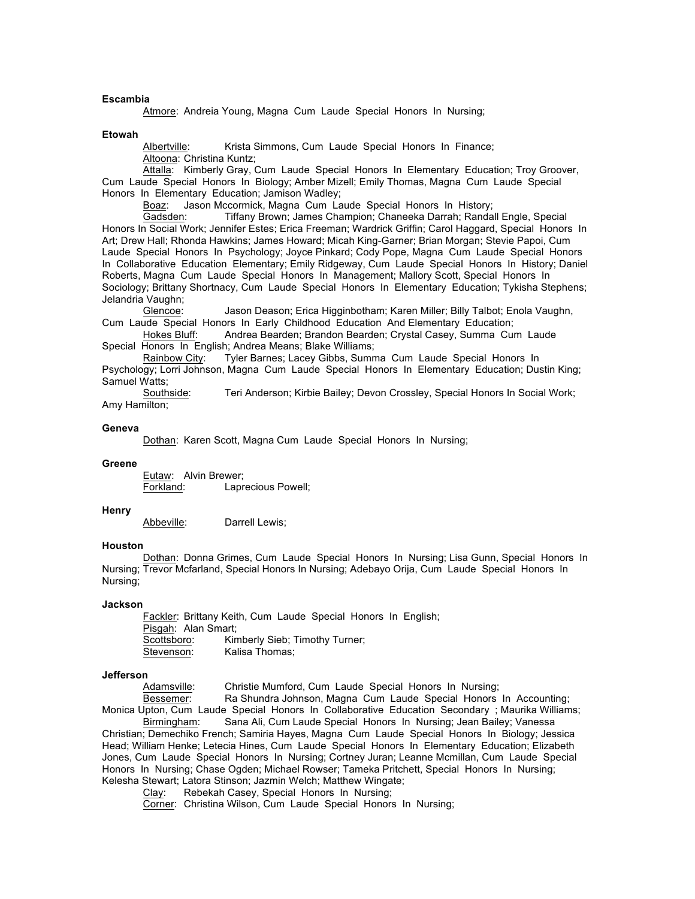**Escambia**

Atmore: Andreia Young, Magna Cum Laude Special Honors In Nursing;

**Etowah**

Albertville: Krista Simmons, Cum Laude Special Honors In Finance;

Altoona: Christina Kuntz;

Attalla: Kimberly Gray, Cum Laude Special Honors In Elementary Education; Troy Groover, Cum Laude Special Honors In Biology; Amber Mizell; Emily Thomas, Magna Cum Laude Special Honors In Elementary Education; Jamison Wadley;

Boaz: Jason Mccormick, Magna Cum Laude Special Honors In History;

Gadsden: Tiffany Brown; James Champion; Chaneeka Darrah; Randall Engle, Special Honors In Social Work; Jennifer Estes; Erica Freeman; Wardrick Griffin; Carol Haggard, Special Honors In Art; Drew Hall; Rhonda Hawkins; James Howard; Micah King-Garner; Brian Morgan; Stevie Papoi, Cum Laude Special Honors In Psychology; Joyce Pinkard; Cody Pope, Magna Cum Laude Special Honors In Collaborative Education Elementary; Emily Ridgeway, Cum Laude Special Honors In History; Daniel Roberts, Magna Cum Laude Special Honors In Management; Mallory Scott, Special Honors In Sociology; Brittany Shortnacy, Cum Laude Special Honors In Elementary Education; Tykisha Stephens; Jelandria Vaughn;

Glencoe: Jason Deason; Erica Higginbotham; Karen Miller; Billy Talbot; Enola Vaughn, Cum Laude Special Honors In Early Childhood Education And Elementary Education;

Hokes Bluff: Andrea Bearden; Brandon Bearden; Crystal Casey, Summa Cum Laude Special Honors In English; Andrea Means; Blake Williams;

Rainbow City: Tyler Barnes; Lacey Gibbs, Summa Cum Laude Special Honors In Psychology; Lorri Johnson, Magna Cum Laude Special Honors In Elementary Education; Dustin King; Samuel Watts;

Southside: Teri Anderson; Kirbie Bailey; Devon Crossley, Special Honors In Social Work; Amy Hamilton;

**Geneva**

Dothan: Karen Scott, Magna Cum Laude Special Honors In Nursing;

**Greene**

Eutaw: Alvin Brewer;

Forkland: Laprecious Powell;

**Henry**

Abbeville: Darrell Lewis;

**Houston**

Dothan: Donna Grimes, Cum Laude Special Honors In Nursing; Lisa Gunn, Special Honors In Nursing; Trevor Mcfarland, Special Honors In Nursing; Adebayo Orija, Cum Laude Special Honors In Nursing;

**Jackson**

Fackler: Brittany Keith, Cum Laude Special Honors In English;

Pisgah: Alan Smart;

Scottsboro: Kimberly Sieb; Timothy Turner;

Stevenson: Kalisa Thomas;

**Jefferson**

Adamsville: Christie Mumford, Cum Laude Special Honors In Nursing;

Bessemer: Ra Shundra Johnson, Magna Cum Laude Special Honors In Accounting; Monica Upton, Cum Laude Special Honors In Collaborative Education Secondary ; Maurika Williams;

Birmingham: Sana Ali, Cum Laude Special Honors In Nursing; Jean Bailey; Vanessa Christian; Demechiko French; Samiria Hayes, Magna Cum Laude Special Honors In Biology; Jessica Head; William Henke; Letecia Hines, Cum Laude Special Honors In Elementary Education; Elizabeth Jones, Cum Laude Special Honors In Nursing; Cortney Juran; Leanne Mcmillan, Cum Laude Special Honors In Nursing; Chase Ogden; Michael Rowser; Tameka Pritchett, Special Honors In Nursing; Kelesha Stewart; Latora Stinson; Jazmin Welch; Matthew Wingate;

Clay: Rebekah Casey, Special Honors In Nursing;

Corner: Christina Wilson, Cum Laude Special Honors In Nursing;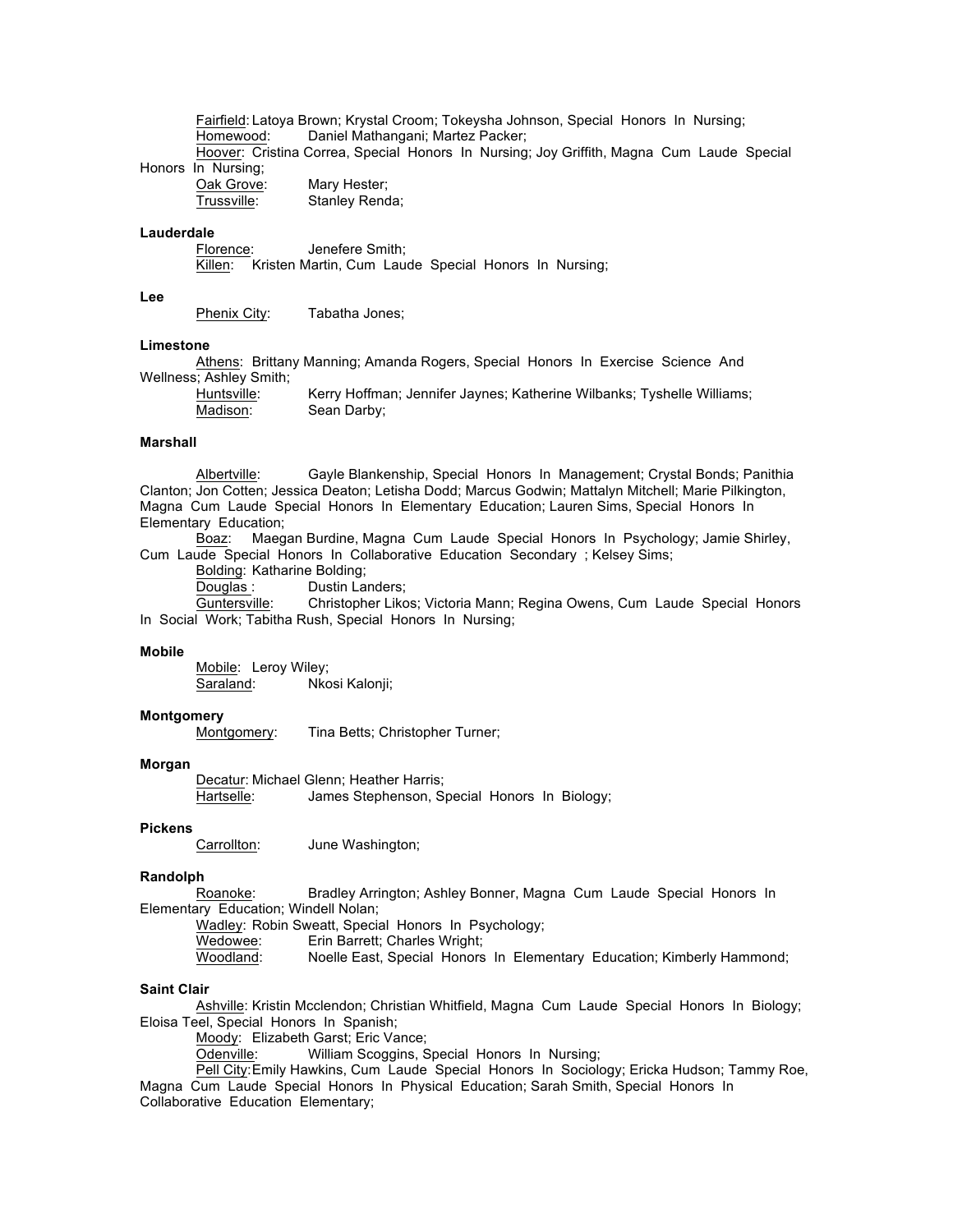Fairfield: Latoya Brown; Krystal Croom; Tokeysha Johnson, Special Honors In Nursing;
Homewood: Daniel Mathangani; Martez Packer;
Hoover: Cristina Correa, Special Honors In Nursing; Joy Griffith, Magna Cum Laude Special Honors In Nursing;
Oak Grove: Mary Hester;
Trussville: Stanley Renda;

**Lauderdale**

Florence: Jenefere Smith;
Killen: Kristen Martin, Cum Laude Special Honors In Nursing;

**Lee**

Phenix City: Tabatha Jones;

**Limestone**

Athens: Brittany Manning; Amanda Rogers, Special Honors In Exercise Science And Wellness; Ashley Smith;
Huntsville: Kerry Hoffman; Jennifer Jaynes; Katherine Wilbanks; Tyshelle Williams;
Madison: Sean Darby;

**Marshall**

Albertville: Gayle Blankenship, Special Honors In Management; Crystal Bonds; Panithia Clanton; Jon Cotten; Jessica Deaton; Letisha Dodd; Marcus Godwin; Mattalyn Mitchell; Marie Pilkington, Magna Cum Laude Special Honors In Elementary Education; Lauren Sims, Special Honors In Elementary Education;
Boaz: Maegan Burdine, Magna Cum Laude Special Honors In Psychology; Jamie Shirley, Cum Laude Special Honors In Collaborative Education Secondary ; Kelsey Sims;
Bolding: Katharine Bolding;
Douglas : Dustin Landers;
Guntersville: Christopher Likos; Victoria Mann; Regina Owens, Cum Laude Special Honors In Social Work; Tabitha Rush, Special Honors In Nursing;

**Mobile**

Mobile: Leroy Wiley;
Saraland: Nkosi Kalonji;

**Montgomery**

Montgomery: Tina Betts; Christopher Turner;

**Morgan**

Decatur: Michael Glenn; Heather Harris;
Hartselle: James Stephenson, Special Honors In Biology;

**Pickens**

Carrollton: June Washington;

**Randolph**

Roanoke: Bradley Arrington; Ashley Bonner, Magna Cum Laude Special Honors In Elementary Education; Windell Nolan;
Wadley: Robin Sweatt, Special Honors In Psychology;
Wedowee: Erin Barrett; Charles Wright;
Woodland: Noelle East, Special Honors In Elementary Education; Kimberly Hammond;

**Saint Clair**

Ashville: Kristin Mcclendon; Christian Whitfield, Magna Cum Laude Special Honors In Biology; Eloisa Teel, Special Honors In Spanish;
Moody: Elizabeth Garst; Eric Vance;
Odenville: William Scoggins, Special Honors In Nursing;
Pell City: Emily Hawkins, Cum Laude Special Honors In Sociology; Ericka Hudson; Tammy Roe, Magna Cum Laude Special Honors In Physical Education; Sarah Smith, Special Honors In Collaborative Education Elementary;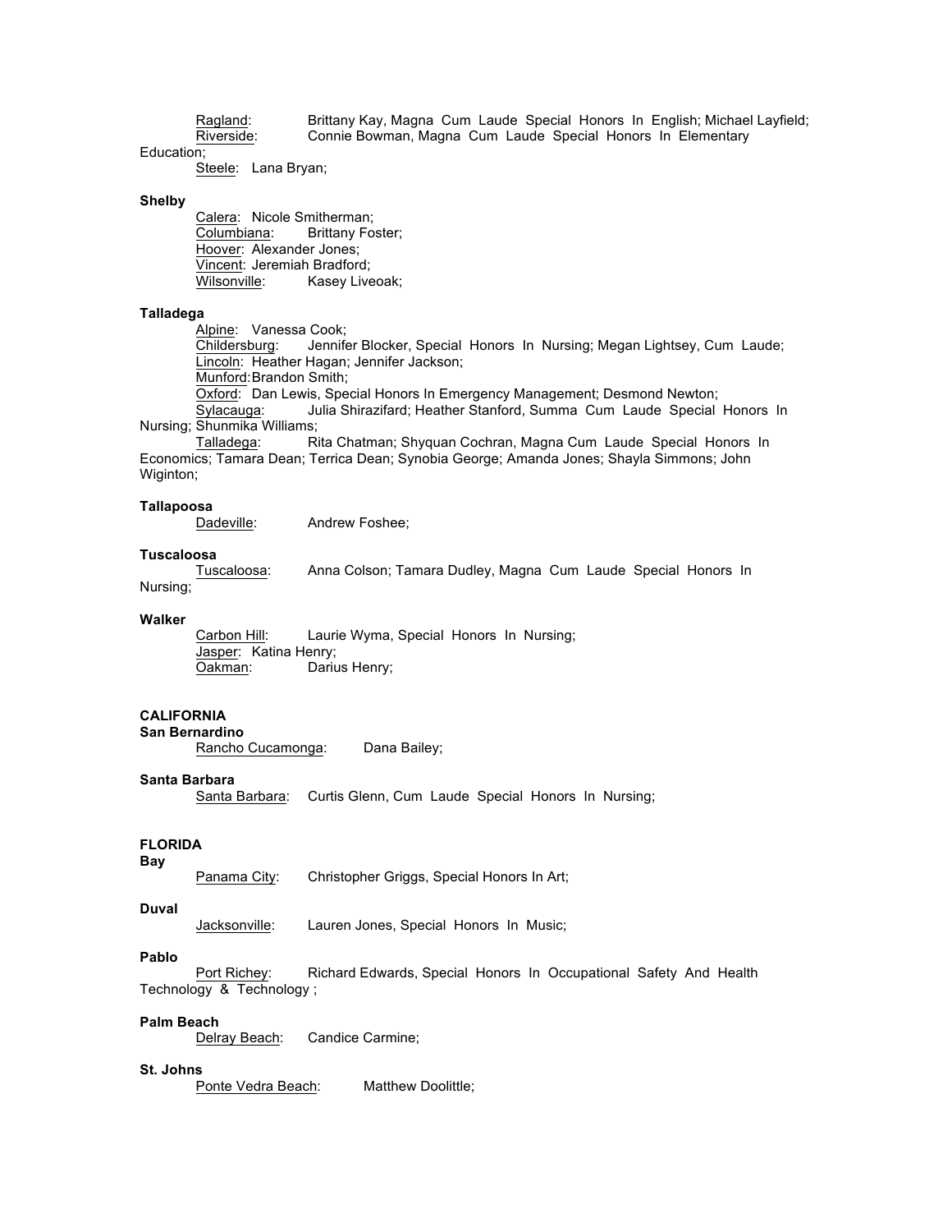Ragland: Brittany Kay, Magna Cum Laude Special Honors In English; Michael Layfield;
Riverside: Connie Bowman, Magna Cum Laude Special Honors In Elementary Education;
Steele: Lana Bryan;

**Shelby**

Calera: Nicole Smitherman;
Columbiana: Brittany Foster;
Hoover: Alexander Jones;
Vincent: Jeremiah Bradford;
Wilsonville: Kasey Liveoak;

**Talladega**

Alpine: Vanessa Cook;
Childersburg: Jennifer Blocker, Special Honors In Nursing; Megan Lightsey, Cum Laude;
Lincoln: Heather Hagan; Jennifer Jackson;
Munford: Brandon Smith;
Oxford: Dan Lewis, Special Honors In Emergency Management; Desmond Newton;
Sylacauga: Julia Shirazifard; Heather Stanford, Summa Cum Laude Special Honors In Nursing; Shunmika Williams;
Talladega: Rita Chatman; Shyquan Cochran, Magna Cum Laude Special Honors In Economics; Tamara Dean; Terrica Dean; Synobia George; Amanda Jones; Shayla Simmons; John Wiginton;

**Tallapoosa**

Dadeville: Andrew Foshee;

**Tuscaloosa**

Tuscaloosa: Anna Colson; Tamara Dudley, Magna Cum Laude Special Honors In Nursing;

**Walker**

Carbon Hill: Laurie Wyma, Special Honors In Nursing;
Jasper: Katina Henry;
Oakman: Darius Henry;

## CALIFORNIA

**San Bernardino**

Rancho Cucamonga: Dana Bailey;

**Santa Barbara**

Santa Barbara: Curtis Glenn, Cum Laude Special Honors In Nursing;

## FLORIDA

**Bay**

Panama City: Christopher Griggs, Special Honors In Art;

**Duval**

Jacksonville: Lauren Jones, Special Honors In Music;

**Pablo**

Port Richey: Richard Edwards, Special Honors In Occupational Safety And Health Technology & Technology ;

**Palm Beach**

Delray Beach: Candice Carmine;

**St. Johns**

Ponte Vedra Beach: Matthew Doolittle;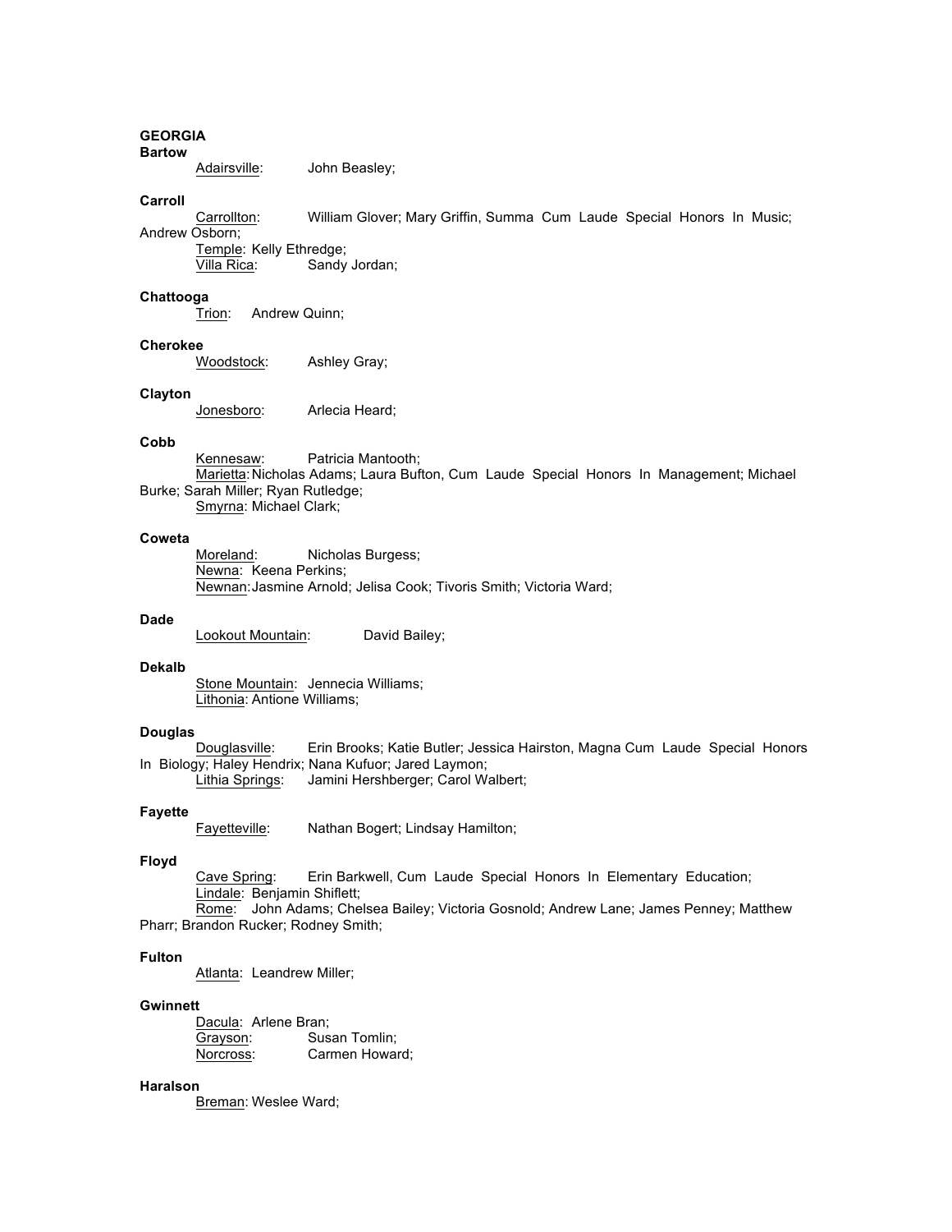**GEORGIA**

**Bartow**

Adairsville: John Beasley;

**Carroll**

Carrollton: William Glover; Mary Griffin, Summa Cum Laude Special Honors In Music; Andrew Osborn;

Temple: Kelly Ethredge;

Villa Rica: Sandy Jordan;

**Chattooga**

Trion: Andrew Quinn;

**Cherokee**

Woodstock: Ashley Gray;

**Clayton**

Jonesboro: Arlecia Heard;

**Cobb**

Kennesaw: Patricia Mantooth;

Marietta: Nicholas Adams; Laura Bufton, Cum Laude Special Honors In Management; Michael Burke; Sarah Miller; Ryan Rutledge;

Smyrna: Michael Clark;

**Coweta**

Moreland: Nicholas Burgess;

Newna: Keena Perkins;

Newnan: Jasmine Arnold; Jelisa Cook; Tivoris Smith; Victoria Ward;

**Dade**

Lookout Mountain: David Bailey;

**Dekalb**

Stone Mountain: Jennecia Williams;

Lithonia: Antione Williams;

**Douglas**

Douglasville: Erin Brooks; Katie Butler; Jessica Hairston, Magna Cum Laude Special Honors In Biology; Haley Hendrix; Nana Kufuor; Jared Laymon;

Lithia Springs: Jamini Hershberger; Carol Walbert;

**Fayette**

Fayetteville: Nathan Bogert; Lindsay Hamilton;

**Floyd**

Cave Spring: Erin Barkwell, Cum Laude Special Honors In Elementary Education;

Lindale: Benjamin Shiflett;

Rome: John Adams; Chelsea Bailey; Victoria Gosnold; Andrew Lane; James Penney; Matthew Pharr; Brandon Rucker; Rodney Smith;

**Fulton**

Atlanta: Leandrew Miller;

**Gwinnett**

Dacula: Arlene Bran;

Grayson: Susan Tomlin;

Norcross: Carmen Howard;

**Haralson**

Breman: Weslee Ward;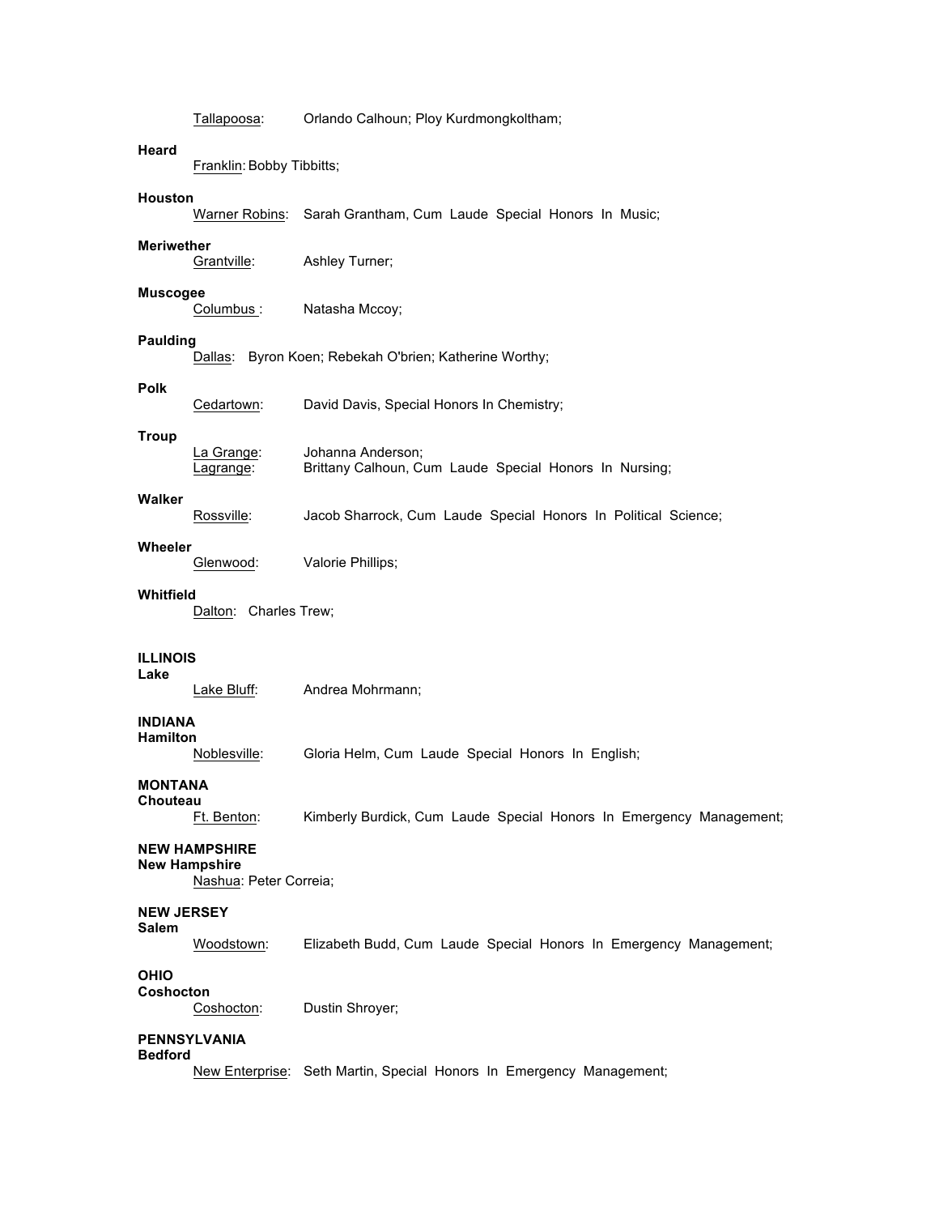Tallapoosa: Orlando Calhoun; Ploy Kurdmongkoltham;

**Heard**

Franklin: Bobby Tibbitts;

**Houston**

Warner Robins: Sarah Grantham, Cum Laude Special Honors In Music;

**Meriwether**

Grantville: Ashley Turner;

**Muscogee**

Columbus : Natasha Mccoy;

**Paulding**

Dallas: Byron Koen; Rebekah O'brien; Katherine Worthy;

**Polk**

Cedartown: David Davis, Special Honors In Chemistry;

**Troup**

La Grange: Johanna Anderson;
Lagrange: Brittany Calhoun, Cum Laude Special Honors In Nursing;

**Walker**

Rossville: Jacob Sharrock, Cum Laude Special Honors In Political Science;

**Wheeler**

Glenwood: Valorie Phillips;

**Whitfield**

Dalton: Charles Trew;

**ILLINOIS**

**Lake**

Lake Bluff: Andrea Mohrmann;

**INDIANA**

**Hamilton**

Noblesville: Gloria Helm, Cum Laude Special Honors In English;

**MONTANA**

**Chouteau**

Ft. Benton: Kimberly Burdick, Cum Laude Special Honors In Emergency Management;

**NEW HAMPSHIRE**

**New Hampshire**

Nashua: Peter Correia;

**NEW JERSEY**

**Salem**

Woodstown: Elizabeth Budd, Cum Laude Special Honors In Emergency Management;

**OHIO**

**Coshocton**

Coshocton: Dustin Shroyer;

**PENNSYLVANIA**

**Bedford**

New Enterprise: Seth Martin, Special Honors In Emergency Management;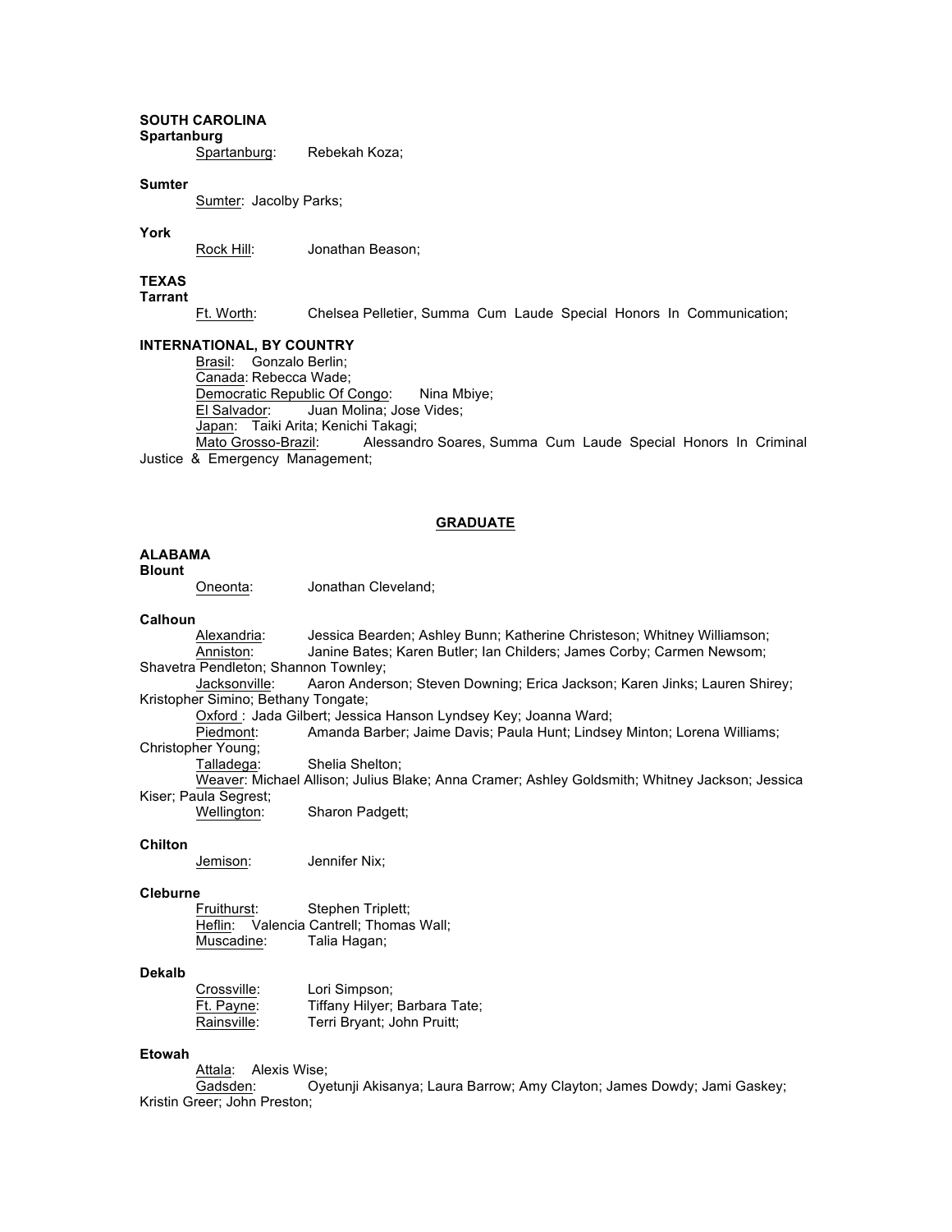**SOUTH CAROLINA**

**Spartanburg**

Spartanburg: Rebekah Koza;

**Sumter**

Sumter: Jacolby Parks;

**York**

Rock Hill: Jonathan Beason;

**TEXAS**

**Tarrant**

Ft. Worth: Chelsea Pelletier, Summa Cum Laude Special Honors In Communication;

**INTERNATIONAL, BY COUNTRY**

Brasil: Gonzalo Berlin;
Canada: Rebecca Wade;
Democratic Republic Of Congo: Nina Mbiye;
El Salvador: Juan Molina; Jose Vides;
Japan: Taiki Arita; Kenichi Takagi;
Mato Grosso-Brazil: Alessandro Soares, Summa Cum Laude Special Honors In Criminal Justice & Emergency Management;

## GRADUATE

**ALABAMA**

**Blount**

Oneonta: Jonathan Cleveland;

**Calhoun**

Alexandria: Jessica Bearden; Ashley Bunn; Katherine Christeson; Whitney Williamson;
Anniston: Janine Bates; Karen Butler; Ian Childers; James Corby; Carmen Newsom; Shavetra Pendleton; Shannon Townley;
Jacksonville: Aaron Anderson; Steven Downing; Erica Jackson; Karen Jinks; Lauren Shirey; Kristopher Simino; Bethany Tongate;
Oxford : Jada Gilbert; Jessica Hanson Lyndsey Key; Joanna Ward;
Piedmont: Amanda Barber; Jaime Davis; Paula Hunt; Lindsey Minton; Lorena Williams; Christopher Young;
Talladega: Shelia Shelton;
Weaver: Michael Allison; Julius Blake; Anna Cramer; Ashley Goldsmith; Whitney Jackson; Jessica Kiser; Paula Segrest;
Wellington: Sharon Padgett;

**Chilton**

Jemison: Jennifer Nix;

**Cleburne**

Fruithurst: Stephen Triplett;
Heflin: Valencia Cantrell; Thomas Wall;
Muscadine: Talia Hagan;

**Dekalb**

Crossville: Lori Simpson;
Ft. Payne: Tiffany Hilyer; Barbara Tate;
Rainsville: Terri Bryant; John Pruitt;

**Etowah**

Attala: Alexis Wise;
Gadsden: Oyetunji Akisanya; Laura Barrow; Amy Clayton; James Dowdy; Jami Gaskey; Kristin Greer; John Preston;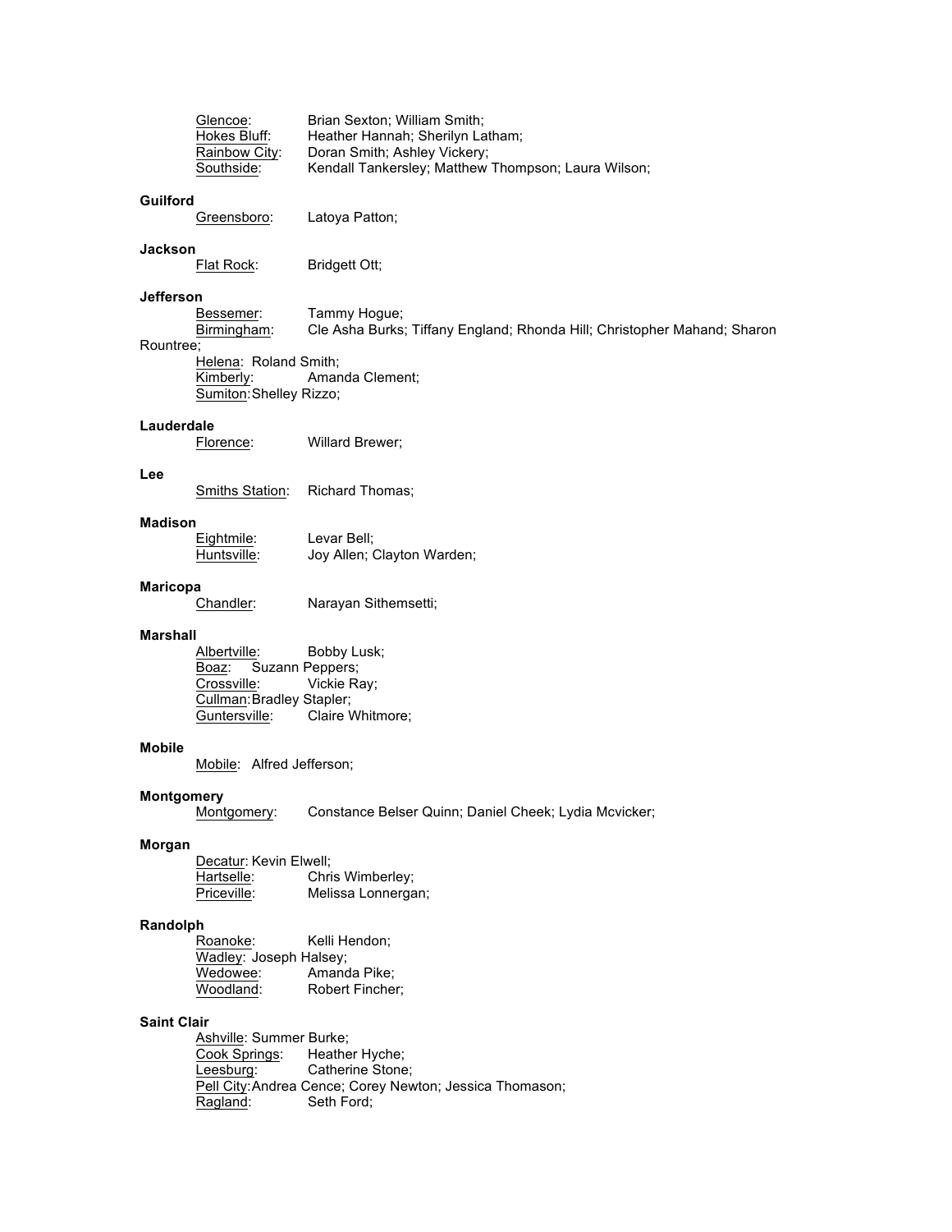Glencoe: Brian Sexton; William Smith;
Hokes Bluff: Heather Hannah; Sherilyn Latham;
Rainbow City: Doran Smith; Ashley Vickery;
Southside: Kendall Tankersley; Matthew Thompson; Laura Wilson;

**Guilford**

Greensboro: Latoya Patton;

**Jackson**

Flat Rock: Bridgett Ott;

**Jefferson**

Bessemer: Tammy Hogue;
Birmingham: Cle Asha Burks; Tiffany England; Rhonda Hill; Christopher Mahand; Sharon Rountree;
Helena: Roland Smith;
Kimberly: Amanda Clement;
Sumiton: Shelley Rizzo;

**Lauderdale**

Florence: Willard Brewer;

**Lee**

Smiths Station: Richard Thomas;

**Madison**

Eightmile: Levar Bell;
Huntsville: Joy Allen; Clayton Warden;

**Maricopa**

Chandler: Narayan Sithemsetti;

**Marshall**

Albertville: Bobby Lusk;
Boaz: Suzann Peppers;
Crossville: Vickie Ray;
Cullman: Bradley Stapler;
Guntersville: Claire Whitmore;

**Mobile**

Mobile: Alfred Jefferson;

**Montgomery**

Montgomery: Constance Belser Quinn; Daniel Cheek; Lydia Mcvicker;

**Morgan**

Decatur: Kevin Elwell;
Hartselle: Chris Wimberley;
Priceville: Melissa Lonnergan;

**Randolph**

Roanoke: Kelli Hendon;
Wadley: Joseph Halsey;
Wedowee: Amanda Pike;
Woodland: Robert Fincher;

**Saint Clair**

Ashville: Summer Burke;
Cook Springs: Heather Hyche;
Leesburg: Catherine Stone;
Pell City: Andrea Cence; Corey Newton; Jessica Thomason;
Ragland: Seth Ford;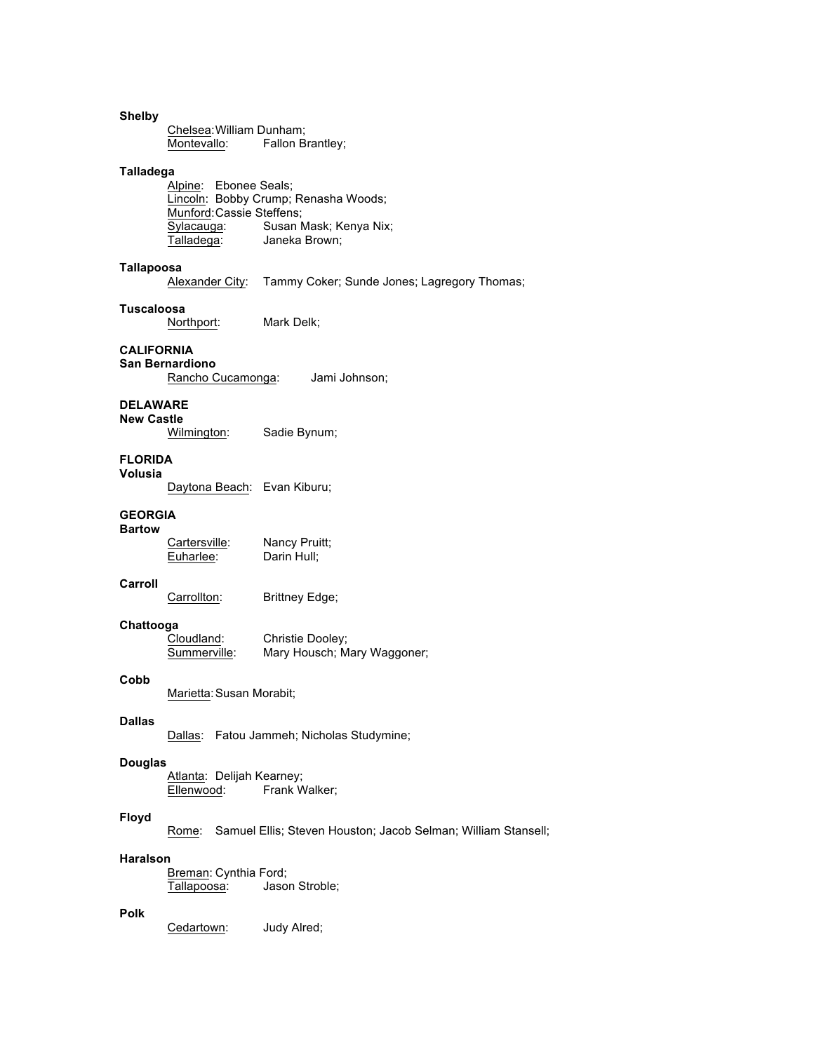**Shelby**

Chelsea: William Dunham;
Montevallo: Fallon Brantley;

**Talladega**

Alpine: Ebonee Seals;
Lincoln: Bobby Crump; Renasha Woods;
Munford: Cassie Steffens;
Sylacauga: Susan Mask; Kenya Nix;
Talladega: Janeka Brown;

**Tallapoosa**

Alexander City: Tammy Coker; Sunde Jones; Lagregory Thomas;

**Tuscaloosa**

Northport: Mark Delk;

**CALIFORNIA**

**San Bernardiono**

Rancho Cucamonga: Jami Johnson;

**DELAWARE**

**New Castle**

Wilmington: Sadie Bynum;

**FLORIDA**

**Volusia**

Daytona Beach: Evan Kiburu;

**GEORGIA**

**Bartow**

Cartersville: Nancy Pruitt;
Euharlee: Darin Hull;

**Carroll**

Carrollton: Brittney Edge;

**Chattooga**

Cloudland: Christie Dooley;
Summerville: Mary Housch; Mary Waggoner;

**Cobb**

Marietta: Susan Morabit;

**Dallas**

Dallas: Fatou Jammeh; Nicholas Studymine;

**Douglas**

Atlanta: Delijah Kearney;
Ellenwood: Frank Walker;

**Floyd**

Rome: Samuel Ellis; Steven Houston; Jacob Selman; William Stansell;

**Haralson**

Breman: Cynthia Ford;
Tallapoosa: Jason Stroble;

**Polk**

Cedartown: Judy Alred;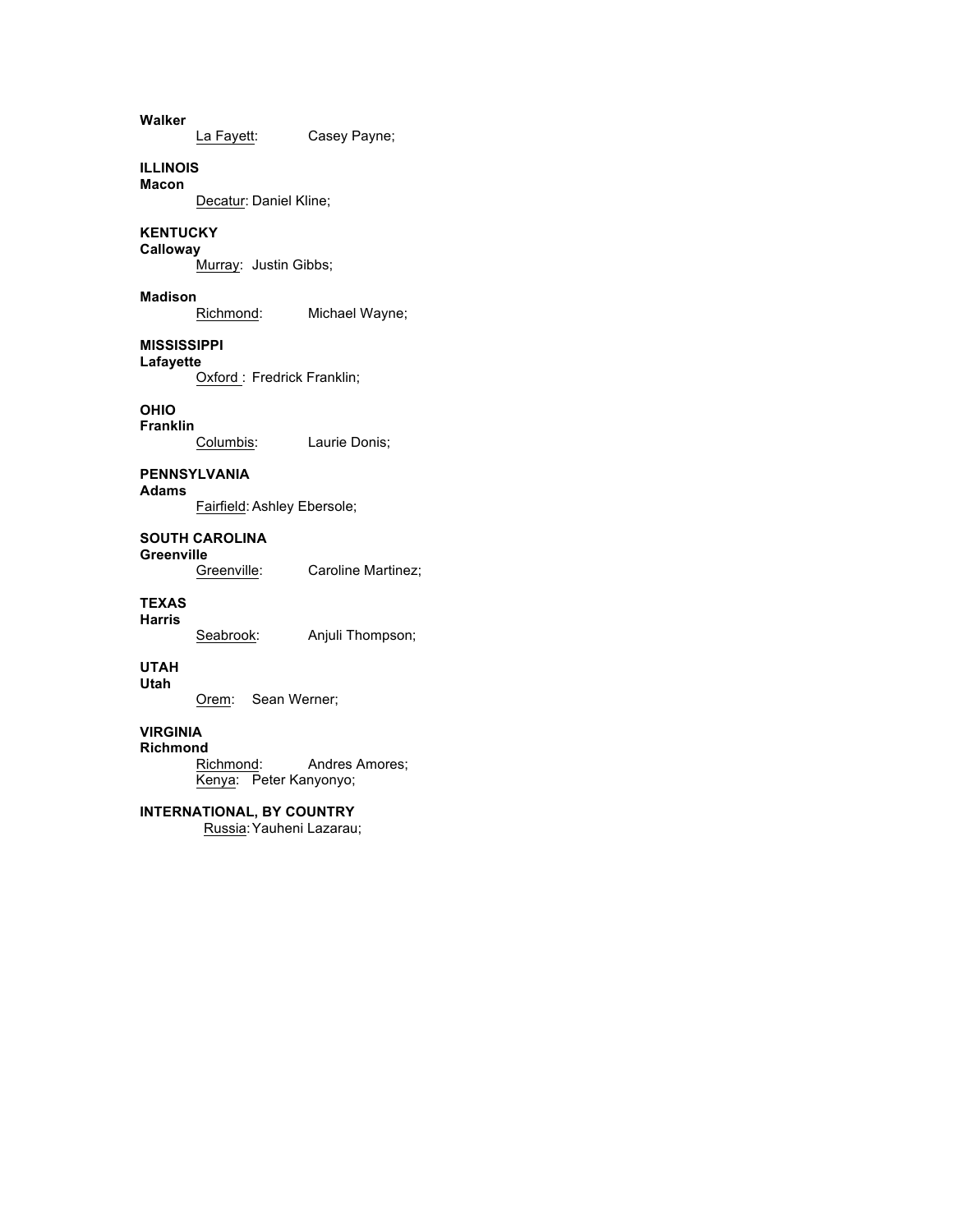**Walker**

La Fayett: Casey Payne;

**ILLINOIS**

**Macon**

Decatur: Daniel Kline;

**KENTUCKY**

**Calloway**

Murray: Justin Gibbs;

**Madison**

Richmond: Michael Wayne;

**MISSISSIPPI**

**Lafayette**

Oxford : Fredrick Franklin;

**OHIO**

**Franklin**

Columbis: Laurie Donis;

**PENNSYLVANIA**

**Adams**

Fairfield: Ashley Ebersole;

**SOUTH CAROLINA**

**Greenville**

Greenville: Caroline Martinez;

**TEXAS**

**Harris**

Seabrook: Anjuli Thompson;

**UTAH**

**Utah**

Orem: Sean Werner;

**VIRGINIA**

**Richmond**

Richmond: Andres Amores;
Kenya: Peter Kanyonyo;

**INTERNATIONAL, BY COUNTRY**

Russia: Yauheni Lazarau;